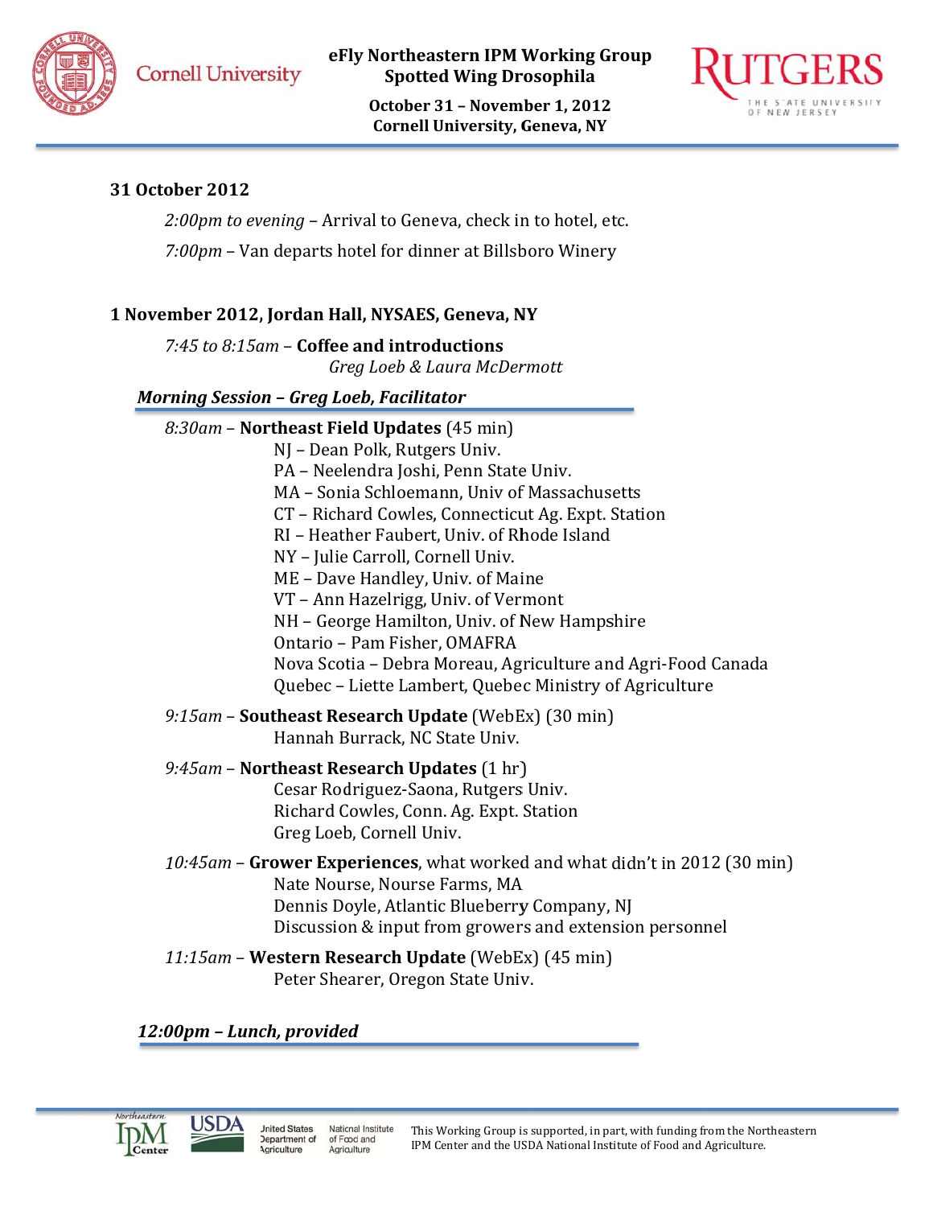# eFly Northeastern IPM Working Group
## Spotted Wing Drosophila

**October 31 – November 1, 2012**
**Cornell University, Geneva, NY**

### 31 October 2012

*2:00pm to evening* – Arrival to Geneva, check in to hotel, etc.

*7:00pm* – Van departs hotel for dinner at Billsboro Winery

### 1 November 2012, Jordan Hall, NYSAES, Geneva, NY

*7:45 to 8:15am* – **Coffee and introductions**
*Greg Loeb & Laura McDermott*

#### *Morning Session – Greg Loeb, Facilitator*

*8:30am* – **Northeast Field Updates** (45 min)
- NJ – Dean Polk, Rutgers Univ.
- PA – Neelendra Joshi, Penn State Univ.
- MA – Sonia Schloemann, Univ of Massachusetts
- CT – Richard Cowles, Connecticut Ag. Expt. Station
- RI – Heather Faubert, Univ. of Rhode Island
- NY – Julie Carroll, Cornell Univ.
- ME – Dave Handley, Univ. of Maine
- VT – Ann Hazelrigg, Univ. of Vermont
- NH – George Hamilton, Univ. of New Hampshire
- Ontario – Pam Fisher, OMAFRA
- Nova Scotia – Debra Moreau, Agriculture and Agri-Food Canada
- Quebec – Liette Lambert, Quebec Ministry of Agriculture

*9:15am* – **Southeast Research Update** (WebEx) (30 min)
- Hannah Burrack, NC State Univ.

*9:45am* – **Northeast Research Updates** (1 hr)
- Cesar Rodriguez-Saona, Rutgers Univ.
- Richard Cowles, Conn. Ag. Expt. Station
- Greg Loeb, Cornell Univ.

*10:45am* – **Grower Experiences**, what worked and what didn't in 2012 (30 min)
- Nate Nourse, Nourse Farms, MA
- Dennis Doyle, Atlantic Blueberry Company, NJ
- Discussion & input from growers and extension personnel

*11:15am* – **Western Research Update** (WebEx) (45 min)
- Peter Shearer, Oregon State Univ.

#### *12:00pm – Lunch, provided*

This Working Group is supported, in part, with funding from the Northeastern IPM Center and the USDA National Institute of Food and Agriculture.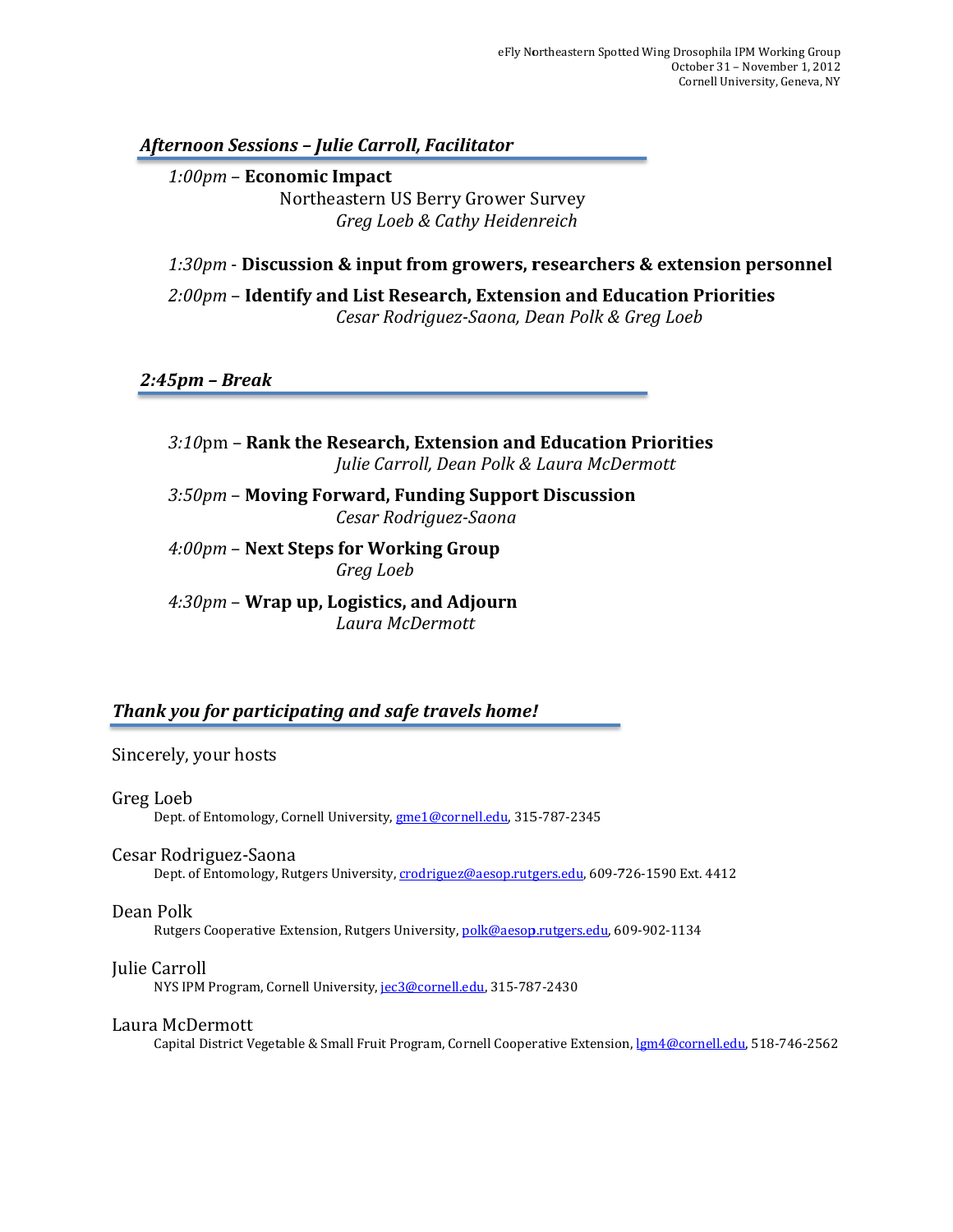### *Afternoon Sessions – Julie Carroll, Facilitator*

*1:00pm* – **Economic Impact**
Northeastern US Berry Grower Survey
*Greg Loeb & Cathy Heidenreich*

*1:30pm* - **Discussion & input from growers, researchers & extension personnel**

*2:00pm* – **Identify and List Research, Extension and Education Priorities**
*Cesar Rodriguez-Saona, Dean Polk & Greg Loeb*

### *2:45pm – Break*

*3:10*pm – **Rank the Research, Extension and Education Priorities**
*Julie Carroll, Dean Polk & Laura McDermott*

*3:50pm* – **Moving Forward, Funding Support Discussion**
*Cesar Rodriguez-Saona*

*4:00pm* – **Next Steps for Working Group**
*Greg Loeb*

*4:30pm* – **Wrap up, Logistics, and Adjourn**
*Laura McDermott*

### *Thank you for participating and safe travels home!*

Sincerely, your hosts

Greg Loeb
Dept. of Entomology, Cornell University, gme1@cornell.edu, 315-787-2345

Cesar Rodriguez-Saona
Dept. of Entomology, Rutgers University, crodriguez@aesop.rutgers.edu, 609-726-1590 Ext. 4412

Dean Polk
Rutgers Cooperative Extension, Rutgers University, polk@aesop.rutgers.edu, 609-902-1134

Julie Carroll
NYS IPM Program, Cornell University, jec3@cornell.edu, 315-787-2430

Laura McDermott
Capital District Vegetable & Small Fruit Program, Cornell Cooperative Extension, lgm4@cornell.edu, 518-746-2562